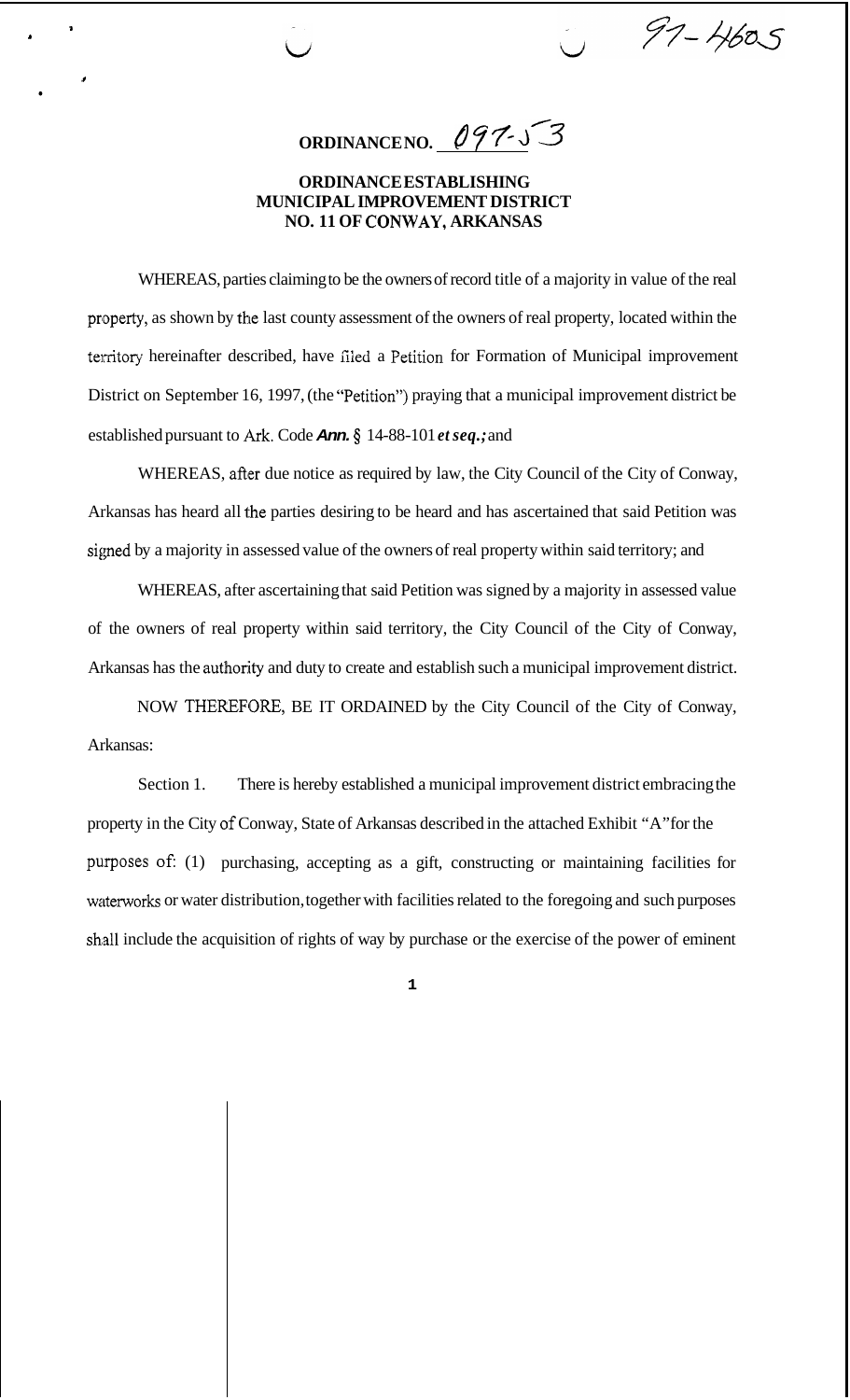97-4605

**ORDINANCE NO. 097-53**

**ORDINANCE ESTABLISHING MUNICIPAL IMPROVEMENT DISTRICT NO. 11 OF CONWAY, ARKANSAS**

WHEREAS, parties claiming to be the owners of record title of a majority in value of the real property, as shown by the last county assessment of the owners of real property, located within the territory hereinafter described, have filed a Petition for Formation of Municipal improvement District on September 16, 1997, (the "Petition") praying that a municipal improvement district be established pursuant to Ark. Code ***Ann.*** § 14-88-101 ***et seq.;*** and

WHEREAS, after due notice as required by law, the City Council of the City of Conway, Arkansas has heard all the parties desiring to be heard and has ascertained that said Petition was signed by a majority in assessed value of the owners of real property within said territory; and

WHEREAS, after ascertaining that said Petition was signed by a majority in assessed value of the owners of real property within said territory, the City Council of the City of Conway, Arkansas has the authority and duty to create and establish such a municipal improvement district.

NOW THEREFORE, BE IT ORDAINED by the City Council of the City of Conway, Arkansas:

Section 1. There is hereby established a municipal improvement district embracing the property in the City of Conway, State of Arkansas described in the attached Exhibit "A" for the purposes of: (1) purchasing, accepting as a gift, constructing or maintaining facilities for waterworks or water distribution, together with facilities related to the foregoing and such purposes shall include the acquisition of rights of way by purchase or the exercise of the power of eminent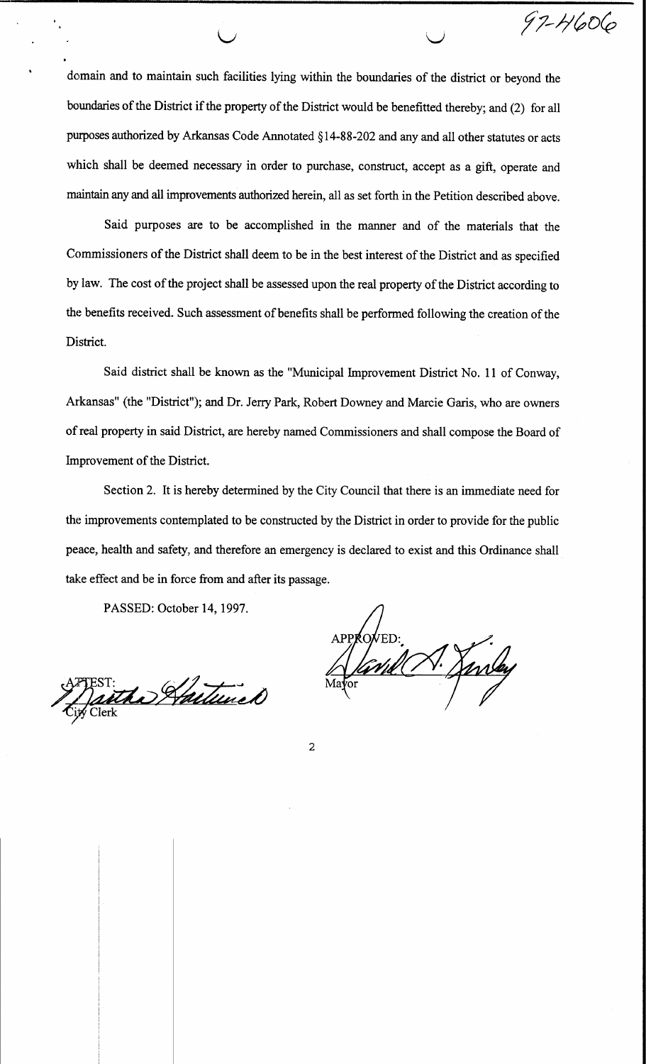97-H606

domain and to maintain such facilities lying within the boundaries of the district or beyond the boundaries of the District if the property of the District would be benefitted thereby; and (2) for all purposes authorized by Arkansas Code Annotated §14-88-202 and any and all other statutes or acts which shall be deemed necessary in order to purchase, construct, accept as a gift, operate and maintain any and all improvements authorized herein, all as set forth in the Petition described above.

Said purposes are to be accomplished in the manner and of the materials that the Commissioners of the District shall deem to be in the best interest of the District and as specified by law. The cost of the project shall be assessed upon the real property of the District according to the benefits received. Such assessment of benefits shall be performed following the creation of the District.

Said district shall be known as the "Municipal Improvement District No. 11 of Conway, Arkansas" (the "District"); and Dr. Jerry Park, Robert Downey and Marcie Garis, who are owners of real property in said District, are hereby named Commissioners and shall compose the Board of Improvement of the District.

Section 2. It is hereby determined by the City Council that there is an immediate need for the improvements contemplated to be constructed by the District in order to provide for the public peace, health and safety, and therefore an emergency is declared to exist and this Ordinance shall take effect and be in force from and after its passage.

PASSED: October 14, 1997.

APPROVED:

Mayor

ATTEST:

City Clerk